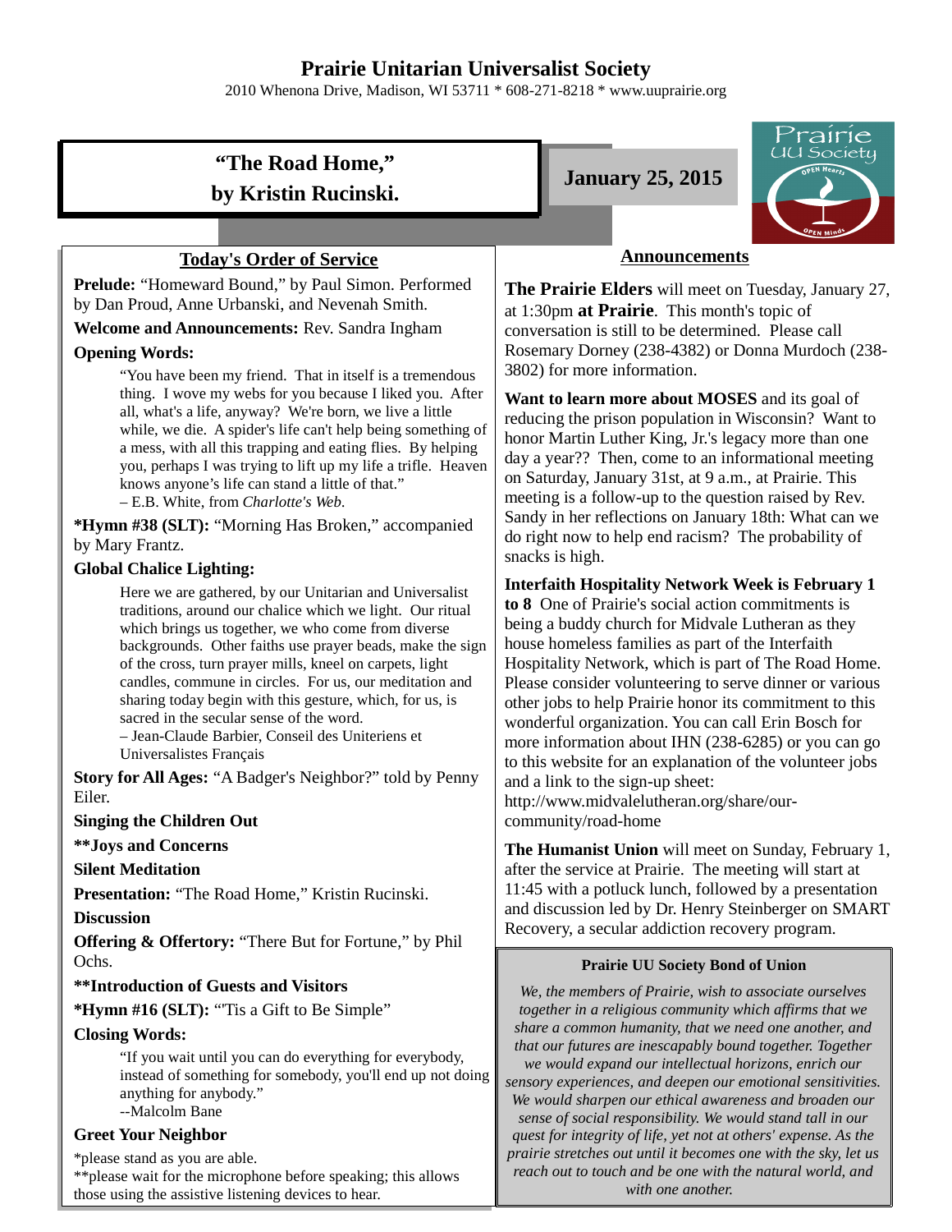# Prairie Unitarian Universalist Society

2010 Whenona Drive, Madison, WI 53711 * 608-271-8218 * www.uuprairie.org

## "The Road Home," by Kristin Rucinski.

**January 25, 2015**

Prairie UU Society — OPEN Hearts — OPEN Minds

## Today's Order of Service

**Prelude:** "Homeward Bound," by Paul Simon. Performed by Dan Proud, Anne Urbanski, and Nevenah Smith.

**Welcome and Announcements:** Rev. Sandra Ingham

**Opening Words:**

> "You have been my friend. That in itself is a tremendous thing. I wove my webs for you because I liked you. After all, what's a life, anyway? We're born, we live a little while, we die. A spider's life can't help being something of a mess, with all this trapping and eating flies. By helping you, perhaps I was trying to lift up my life a trifle. Heaven knows anyone's life can stand a little of that."
> – E.B. White, from *Charlotte's Web.*

**\*Hymn #38 (SLT):** "Morning Has Broken," accompanied by Mary Frantz.

**Global Chalice Lighting:**

> Here we are gathered, by our Unitarian and Universalist traditions, around our chalice which we light. Our ritual which brings us together, we who come from diverse backgrounds. Other faiths use prayer beads, make the sign of the cross, turn prayer mills, kneel on carpets, light candles, commune in circles. For us, our meditation and sharing today begin with this gesture, which, for us, is sacred in the secular sense of the word.
> – Jean-Claude Barbier, Conseil des Uniteriens et Universalistes Français

**Story for All Ages:** "A Badger's Neighbor?" told by Penny Eiler.

**Singing the Children Out**

**\*\*Joys and Concerns**

**Silent Meditation**

**Presentation:** "The Road Home," Kristin Rucinski.

**Discussion**

**Offering & Offertory:** "There But for Fortune," by Phil Ochs.

**\*\*Introduction of Guests and Visitors**

**\*Hymn #16 (SLT):** "'Tis a Gift to Be Simple"

**Closing Words:**

> "If you wait until you can do everything for everybody, instead of something for somebody, you'll end up not doing anything for anybody."
> --Malcolm Bane

**Greet Your Neighbor**

*please stand as you are able.
**please wait for the microphone before speaking; this allows those using the assistive listening devices to hear.

## Announcements

**The Prairie Elders** will meet on Tuesday, January 27, at 1:30pm **at Prairie**. This month's topic of conversation is still to be determined. Please call Rosemary Dorney (238-4382) or Donna Murdoch (238-3802) for more information.

**Want to learn more about MOSES** and its goal of reducing the prison population in Wisconsin? Want to honor Martin Luther King, Jr.'s legacy more than one day a year?? Then, come to an informational meeting on Saturday, January 31st, at 9 a.m., at Prairie. This meeting is a follow-up to the question raised by Rev. Sandy in her reflections on January 18th: What can we do right now to help end racism? The probability of snacks is high.

**Interfaith Hospitality Network Week is February 1 to 8** One of Prairie's social action commitments is being a buddy church for Midvale Lutheran as they house homeless families as part of the Interfaith Hospitality Network, which is part of The Road Home. Please consider volunteering to serve dinner or various other jobs to help Prairie honor its commitment to this wonderful organization. You can call Erin Bosch for more information about IHN (238-6285) or you can go to this website for an explanation of the volunteer jobs and a link to the sign-up sheet: http://www.midvalelutheran.org/share/our-community/road-home

**The Humanist Union** will meet on Sunday, February 1, after the service at Prairie. The meeting will start at 11:45 with a potluck lunch, followed by a presentation and discussion led by Dr. Henry Steinberger on SMART Recovery, a secular addiction recovery program.

### Prairie UU Society Bond of Union

*We, the members of Prairie, wish to associate ourselves together in a religious community which affirms that we share a common humanity, that we need one another, and that our futures are inescapably bound together. Together we would expand our intellectual horizons, enrich our sensory experiences, and deepen our emotional sensitivities. We would sharpen our ethical awareness and broaden our sense of social responsibility. We would stand tall in our quest for integrity of life, yet not at others' expense. As the prairie stretches out until it becomes one with the sky, let us reach out to touch and be one with the natural world, and with one another.*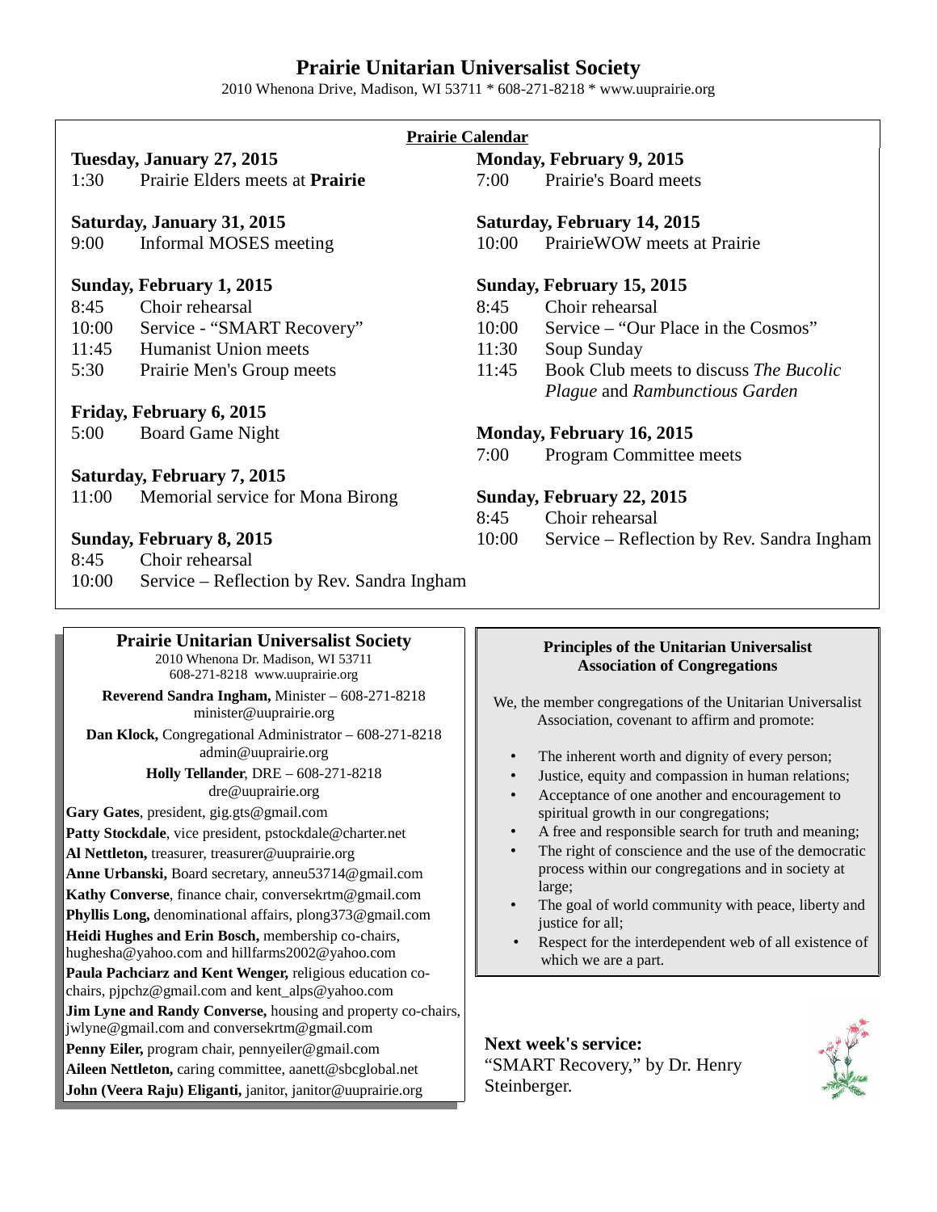# Prairie Unitarian Universalist Society

2010 Whenona Drive, Madison, WI 53711 * 608-271-8218 * www.uuprairie.org

## Prairie Calendar

**Tuesday, January 27, 2015**
1:30 Prairie Elders meets at **Prairie**

**Saturday, January 31, 2015**
9:00 Informal MOSES meeting

**Sunday, February 1, 2015**
8:45 Choir rehearsal
10:00 Service - "SMART Recovery"
11:45 Humanist Union meets
5:30 Prairie Men's Group meets

**Friday, February 6, 2015**
5:00 Board Game Night

**Saturday, February 7, 2015**
11:00 Memorial service for Mona Birong

**Sunday, February 8, 2015**
8:45 Choir rehearsal
10:00 Service – Reflection by Rev. Sandra Ingham

**Monday, February 9, 2015**
7:00 Prairie's Board meets

**Saturday, February 14, 2015**
10:00 PrairieWOW meets at Prairie

**Sunday, February 15, 2015**
8:45 Choir rehearsal
10:00 Service – "Our Place in the Cosmos"
11:30 Soup Sunday
11:45 Book Club meets to discuss *The Bucolic Plague* and *Rambunctious Garden*

**Monday, February 16, 2015**
7:00 Program Committee meets

**Sunday, February 22, 2015**
8:45 Choir rehearsal
10:00 Service – Reflection by Rev. Sandra Ingham

### Prairie Unitarian Universalist Society

2010 Whenona Dr. Madison, WI 53711
608-271-8218 www.uuprairie.org

**Reverend Sandra Ingham,** Minister – 608-271-8218
minister@uuprairie.org

**Dan Klock,** Congregational Administrator – 608-271-8218
admin@uuprairie.org

**Holly Tellander**, DRE – 608-271-8218
dre@uuprairie.org

**Gary Gates**, president, gig.gts@gmail.com
**Patty Stockdale**, vice president, pstockdale@charter.net
**Al Nettleton,** treasurer, treasurer@uuprairie.org
**Anne Urbanski,** Board secretary, anneu53714@gmail.com
**Kathy Converse**, finance chair, conversekrtm@gmail.com
**Phyllis Long,** denominational affairs, plong373@gmail.com
**Heidi Hughes and Erin Bosch,** membership co-chairs, hughesha@yahoo.com and hillfarms2002@yahoo.com
**Paula Pachciarz and Kent Wenger,** religious education co-chairs, pjpchz@gmail.com and kent_alps@yahoo.com
**Jim Lyne and Randy Converse,** housing and property co-chairs, jwlyne@gmail.com and conversekrtm@gmail.com
**Penny Eiler,** program chair, pennyeiler@gmail.com
**Aileen Nettleton,** caring committee, aanett@sbcglobal.net
**John (Veera Raju) Eliganti,** janitor, janitor@uuprairie.org

### Principles of the Unitarian Universalist Association of Congregations

We, the member congregations of the Unitarian Universalist Association, covenant to affirm and promote:

- The inherent worth and dignity of every person;
- Justice, equity and compassion in human relations;
- Acceptance of one another and encouragement to spiritual growth in our congregations;
- A free and responsible search for truth and meaning;
- The right of conscience and the use of the democratic process within our congregations and in society at large;
- The goal of world community with peace, liberty and justice for all;
- Respect for the interdependent web of all existence of which we are a part.

**Next week's service:**
"SMART Recovery," by Dr. Henry Steinberger.